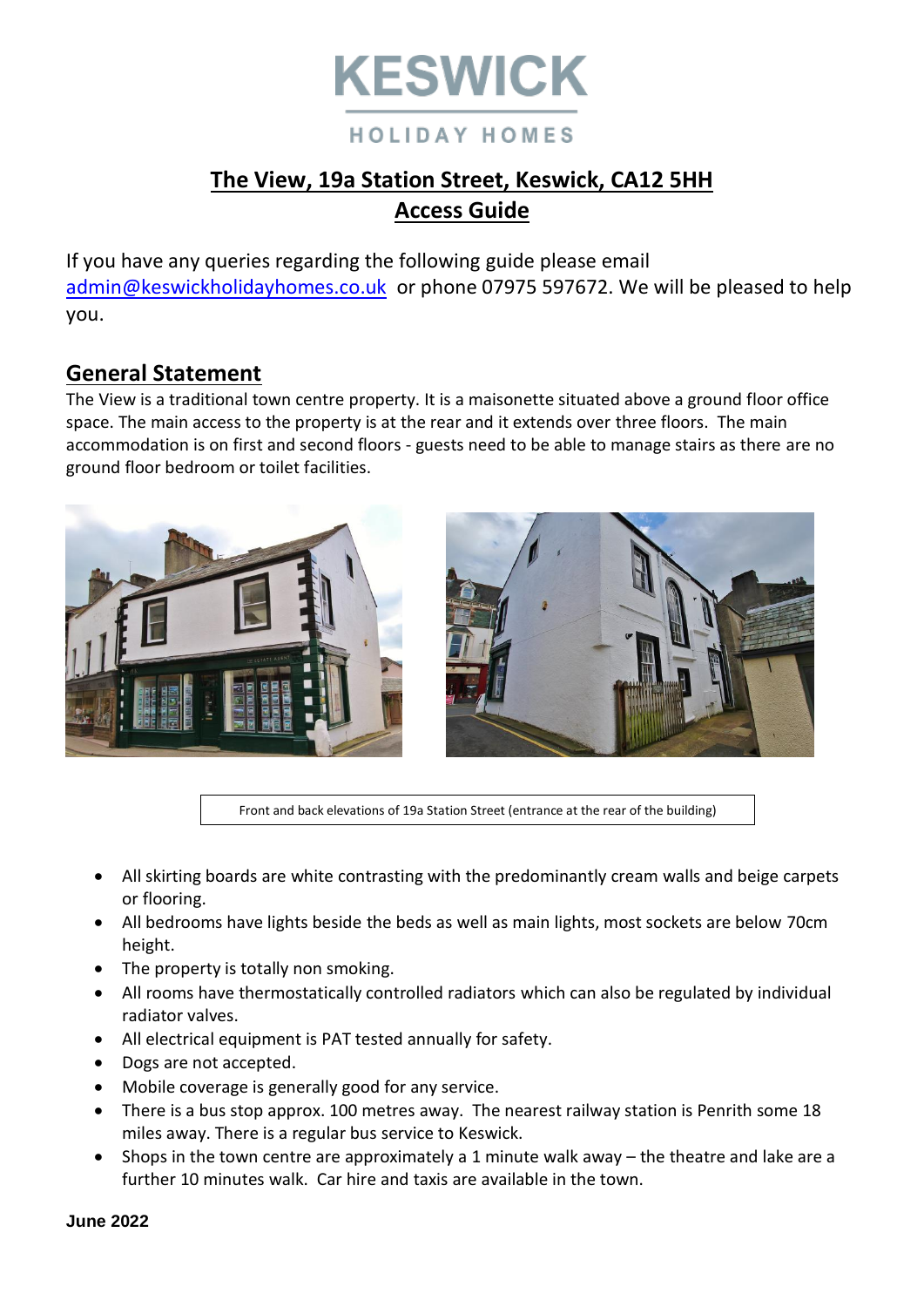KESWICK

HOLIDAY HOMES

# The View, 19a Station Street, Keswick, CA12 5HH
# Access Guide

If you have any queries regarding the following guide please email admin@keswickholidayhomes.co.uk or phone 07975 597672. We will be pleased to help you.

## General Statement

The View is a traditional town centre property. It is a maisonette situated above a ground floor office space. The main access to the property is at the rear and it extends over three floors. The main accommodation is on first and second floors - guests need to be able to manage stairs as there are no ground floor bedroom or toilet facilities.

Front and back elevations of 19a Station Street (entrance at the rear of the building)

- All skirting boards are white contrasting with the predominantly cream walls and beige carpets or flooring.
- All bedrooms have lights beside the beds as well as main lights, most sockets are below 70cm height.
- The property is totally non smoking.
- All rooms have thermostatically controlled radiators which can also be regulated by individual radiator valves.
- All electrical equipment is PAT tested annually for safety.
- Dogs are not accepted.
- Mobile coverage is generally good for any service.
- There is a bus stop approx. 100 metres away. The nearest railway station is Penrith some 18 miles away. There is a regular bus service to Keswick.
- Shops in the town centre are approximately a 1 minute walk away – the theatre and lake are a further 10 minutes walk. Car hire and taxis are available in the town.

**June 2022**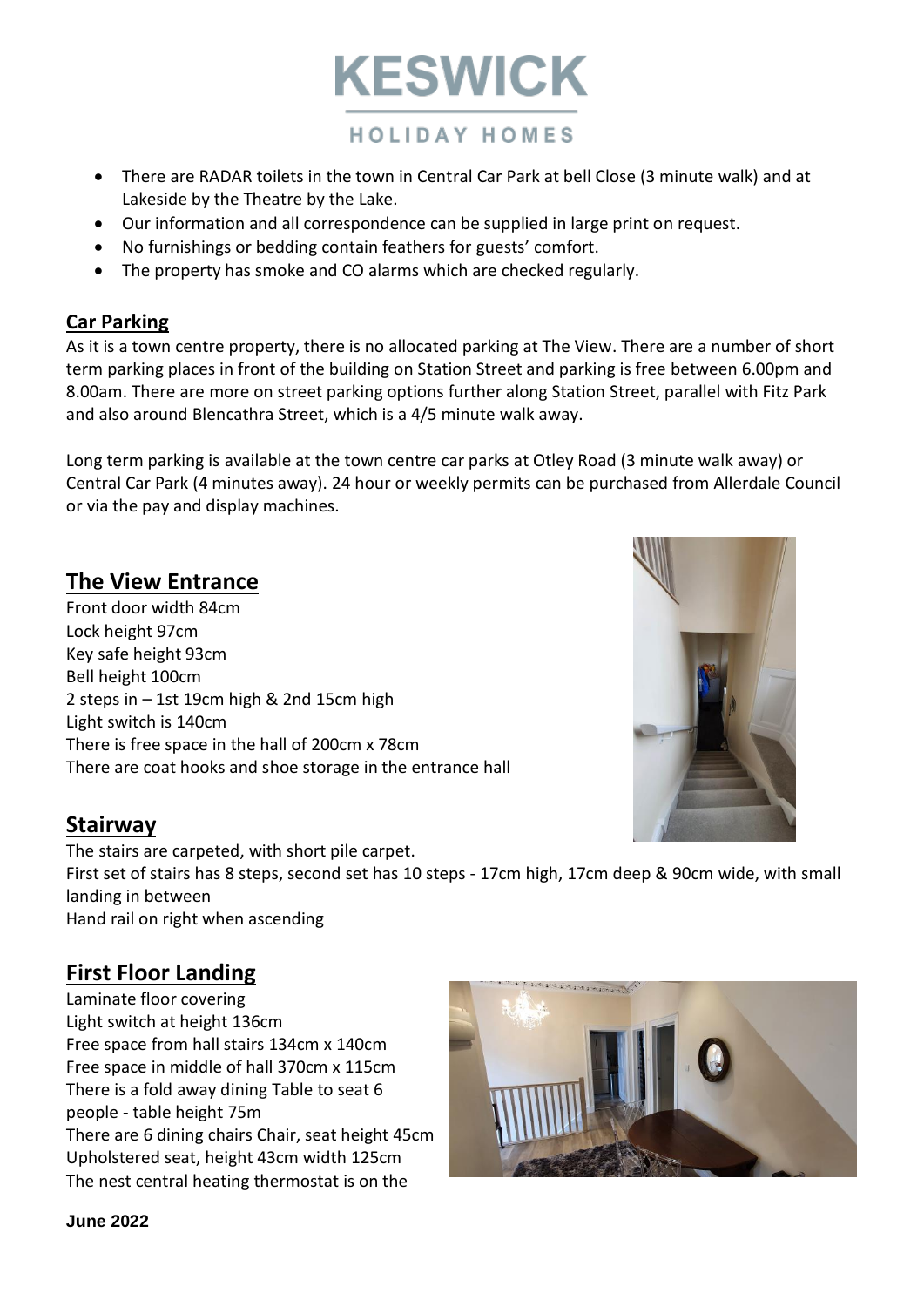- There are RADAR toilets in the town in Central Car Park at bell Close (3 minute walk) and at Lakeside by the Theatre by the Lake.
- Our information and all correspondence can be supplied in large print on request.
- No furnishings or bedding contain feathers for guests' comfort.
- The property has smoke and CO alarms which are checked regularly.

## Car Parking

As it is a town centre property, there is no allocated parking at The View. There are a number of short term parking places in front of the building on Station Street and parking is free between 6.00pm and 8.00am. There are more on street parking options further along Station Street, parallel with Fitz Park and also around Blencathra Street, which is a 4/5 minute walk away.

Long term parking is available at the town centre car parks at Otley Road (3 minute walk away) or Central Car Park (4 minutes away). 24 hour or weekly permits can be purchased from Allerdale Council or via the pay and display machines.

## The View Entrance

Front door width 84cm
Lock height 97cm
Key safe height 93cm
Bell height 100cm
2 steps in – 1st 19cm high & 2nd 15cm high
Light switch is 140cm
There is free space in the hall of 200cm x 78cm
There are coat hooks and shoe storage in the entrance hall

## Stairway

The stairs are carpeted, with short pile carpet.
First set of stairs has 8 steps, second set has 10 steps - 17cm high, 17cm deep & 90cm wide, with small landing in between
Hand rail on right when ascending

## First Floor Landing

Laminate floor covering
Light switch at height 136cm
Free space from hall stairs 134cm x 140cm
Free space in middle of hall 370cm x 115cm
There is a fold away dining Table to seat 6 people - table height 75m
There are 6 dining chairs Chair, seat height 45cm
Upholstered seat, height 43cm width 125cm
The nest central heating thermostat is on the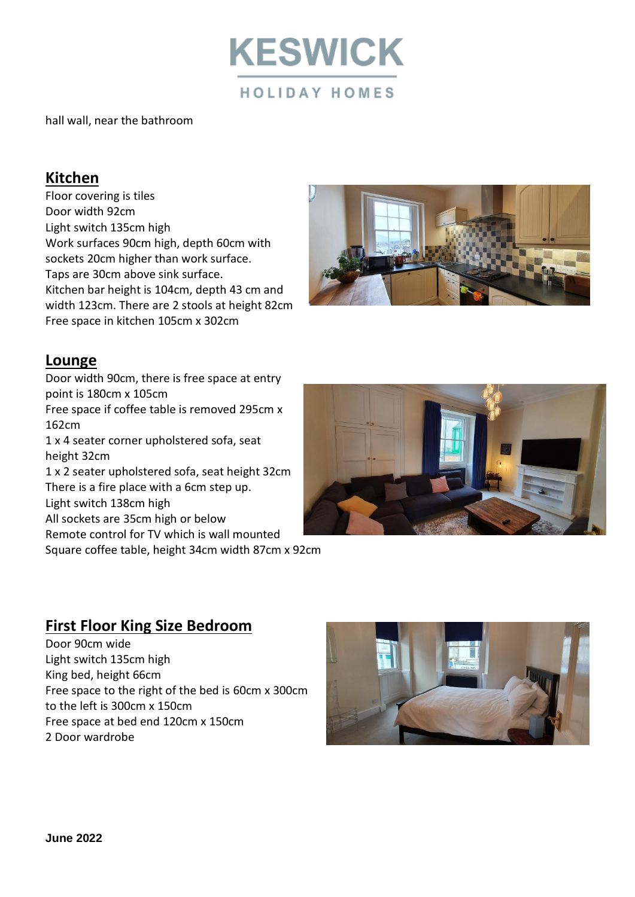hall wall, near the bathroom

## Kitchen

Floor covering is tiles
Door width 92cm
Light switch 135cm high
Work surfaces 90cm high, depth 60cm with sockets 20cm higher than work surface.
Taps are 30cm above sink surface.
Kitchen bar height is 104cm, depth 43 cm and width 123cm. There are 2 stools at height 82cm
Free space in kitchen 105cm x 302cm

## Lounge

Door width 90cm, there is free space at entry point is 180cm x 105cm
Free space if coffee table is removed 295cm x 162cm
1 x 4 seater corner upholstered sofa, seat height 32cm
1 x 2 seater upholstered sofa, seat height 32cm
There is a fire place with a 6cm step up.
Light switch 138cm high
All sockets are 35cm high or below
Remote control for TV which is wall mounted
Square coffee table, height 34cm width 87cm x 92cm

## First Floor King Size Bedroom

Door 90cm wide
Light switch 135cm high
King bed, height 66cm
Free space to the right of the bed is 60cm x 300cm to the left is 300cm x 150cm
Free space at bed end 120cm x 150cm
2 Door wardrobe

**June 2022**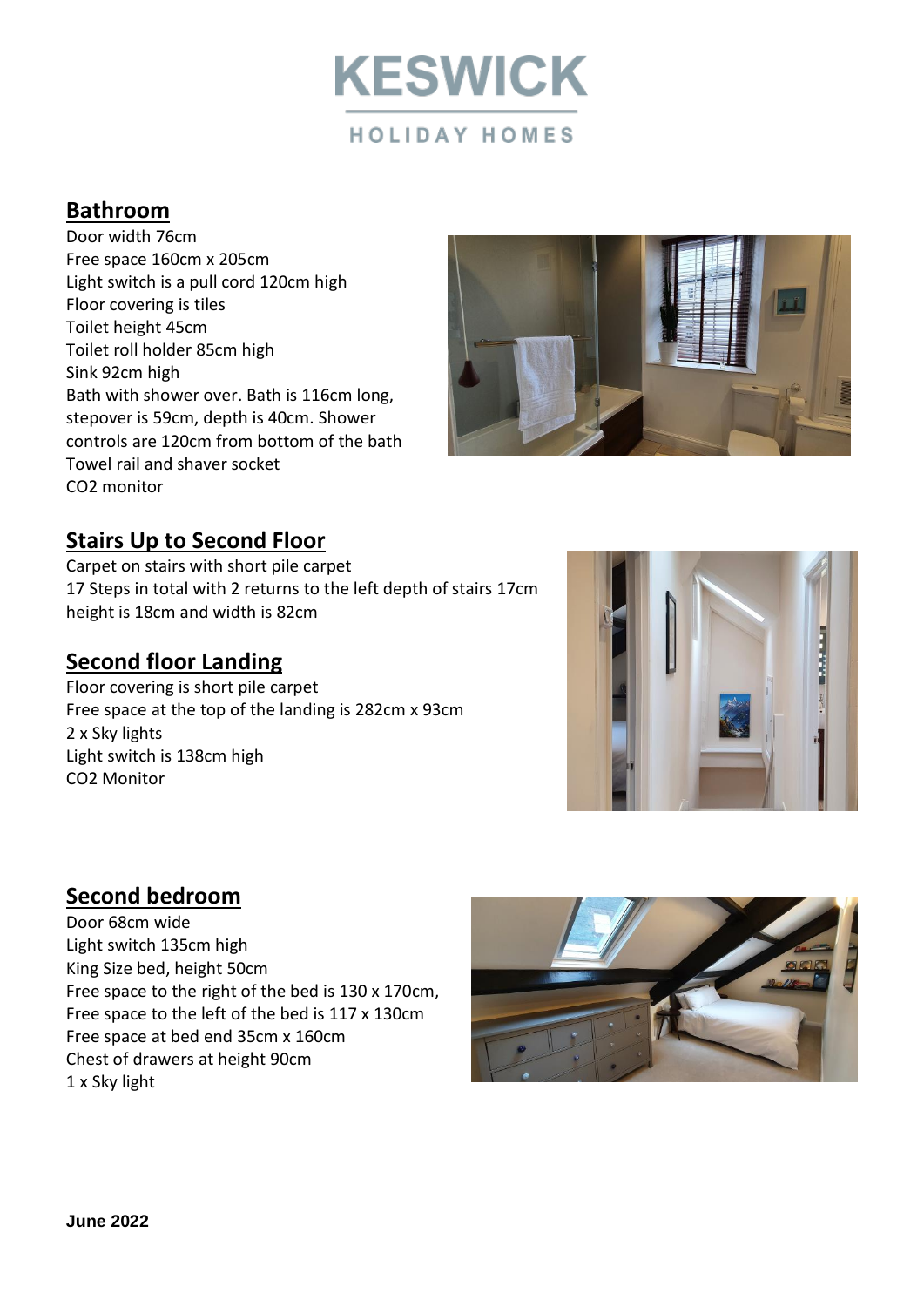KESWICK

HOLIDAY HOMES

## Bathroom

Door width 76cm
Free space 160cm x 205cm
Light switch is a pull cord 120cm high
Floor covering is tiles
Toilet height 45cm
Toilet roll holder 85cm high
Sink 92cm high
Bath with shower over. Bath is 116cm long, stepover is 59cm, depth is 40cm. Shower controls are 120cm from bottom of the bath
Towel rail and shaver socket
CO2 monitor

## Stairs Up to Second Floor

Carpet on stairs with short pile carpet
17 Steps in total with 2 returns to the left depth of stairs 17cm height is 18cm and width is 82cm

## Second floor Landing

Floor covering is short pile carpet
Free space at the top of the landing is 282cm x 93cm
2 x Sky lights
Light switch is 138cm high
CO2 Monitor

## Second bedroom

Door 68cm wide
Light switch 135cm high
King Size bed, height 50cm
Free space to the right of the bed is 130 x 170cm,
Free space to the left of the bed is 117 x 130cm
Free space at bed end 35cm x 160cm
Chest of drawers at height 90cm
1 x Sky light

**June 2022**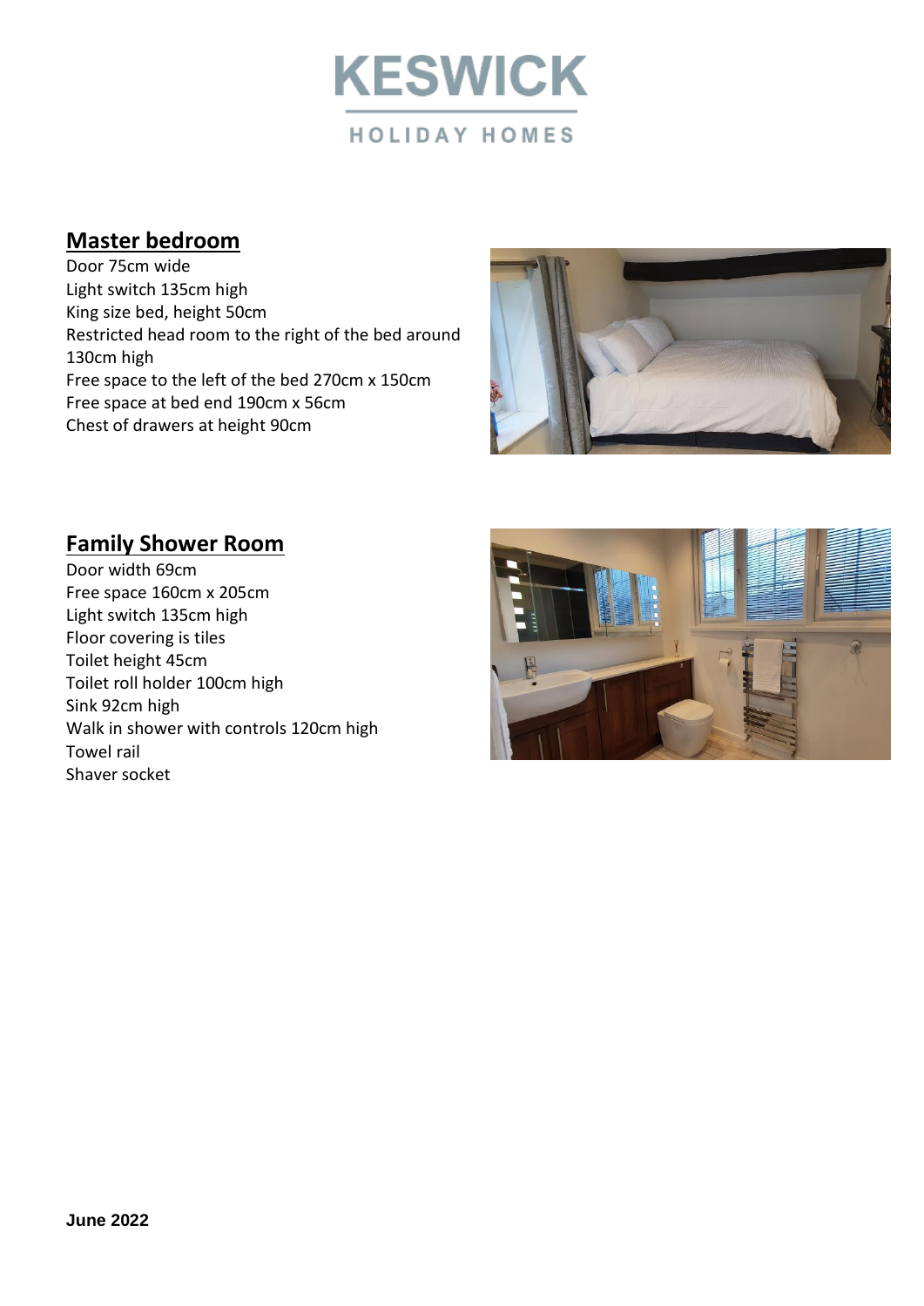## Master bedroom

Door 75cm wide
Light switch 135cm high
King size bed, height 50cm
Restricted head room to the right of the bed around 130cm high
Free space to the left of the bed 270cm x 150cm
Free space at bed end 190cm x 56cm
Chest of drawers at height 90cm

## Family Shower Room

Door width 69cm
Free space 160cm x 205cm
Light switch 135cm high
Floor covering is tiles
Toilet height 45cm
Toilet roll holder 100cm high
Sink 92cm high
Walk in shower with controls 120cm high
Towel rail
Shaver socket

**June 2022**